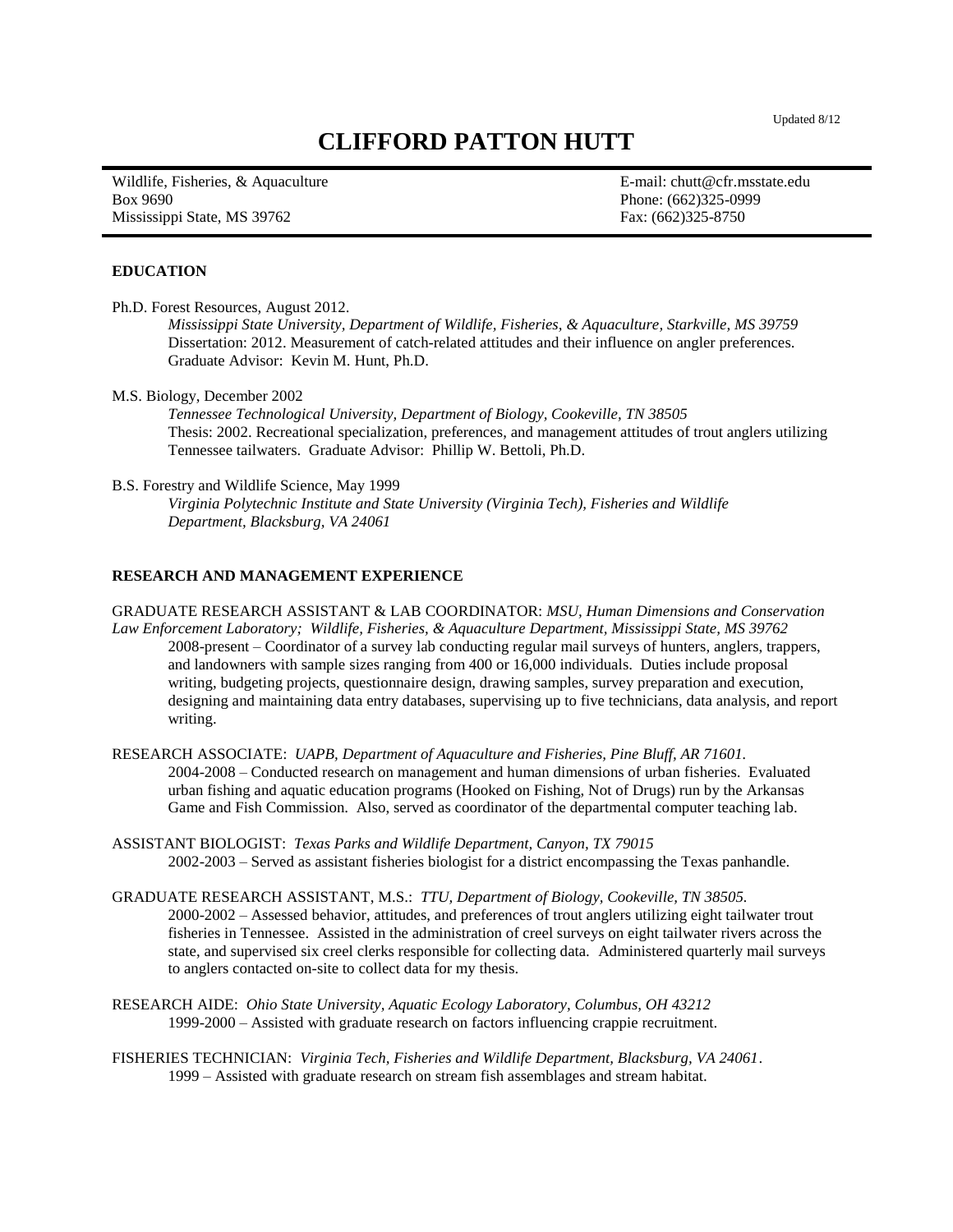Updated 8/12

# CLIFFORD PATTON HUTT

Wildlife, Fisheries, & Aquaculture
Box 9690
Mississippi State, MS 39762

E-mail: chutt@cfr.msstate.edu
Phone: (662)325-0999
Fax: (662)325-8750

## EDUCATION

Ph.D. Forest Resources, August 2012.

*Mississippi State University, Department of Wildlife, Fisheries, & Aquaculture, Starkville, MS 39759*
Dissertation: 2012. Measurement of catch-related attitudes and their influence on angler preferences.
Graduate Advisor: Kevin M. Hunt, Ph.D.

M.S. Biology, December 2002

*Tennessee Technological University, Department of Biology, Cookeville, TN 38505*
Thesis: 2002. Recreational specialization, preferences, and management attitudes of trout anglers utilizing Tennessee tailwaters. Graduate Advisor: Phillip W. Bettoli, Ph.D.

B.S. Forestry and Wildlife Science, May 1999

*Virginia Polytechnic Institute and State University (Virginia Tech), Fisheries and Wildlife Department, Blacksburg, VA 24061*

## RESEARCH AND MANAGEMENT EXPERIENCE

GRADUATE RESEARCH ASSISTANT & LAB COORDINATOR: *MSU, Human Dimensions and Conservation Law Enforcement Laboratory; Wildlife, Fisheries, & Aquaculture Department, Mississippi State, MS 39762*

2008-present – Coordinator of a survey lab conducting regular mail surveys of hunters, anglers, trappers, and landowners with sample sizes ranging from 400 or 16,000 individuals. Duties include proposal writing, budgeting projects, questionnaire design, drawing samples, survey preparation and execution, designing and maintaining data entry databases, supervising up to five technicians, data analysis, and report writing.

RESEARCH ASSOCIATE: *UAPB, Department of Aquaculture and Fisheries, Pine Bluff, AR 71601.*

2004-2008 – Conducted research on management and human dimensions of urban fisheries. Evaluated urban fishing and aquatic education programs (Hooked on Fishing, Not of Drugs) run by the Arkansas Game and Fish Commission. Also, served as coordinator of the departmental computer teaching lab.

ASSISTANT BIOLOGIST: *Texas Parks and Wildlife Department, Canyon, TX 79015*

2002-2003 – Served as assistant fisheries biologist for a district encompassing the Texas panhandle.

GRADUATE RESEARCH ASSISTANT, M.S.: *TTU, Department of Biology, Cookeville, TN 38505.*

2000-2002 – Assessed behavior, attitudes, and preferences of trout anglers utilizing eight tailwater trout fisheries in Tennessee. Assisted in the administration of creel surveys on eight tailwater rivers across the state, and supervised six creel clerks responsible for collecting data. Administered quarterly mail surveys to anglers contacted on-site to collect data for my thesis.

RESEARCH AIDE: *Ohio State University, Aquatic Ecology Laboratory, Columbus, OH 43212*

1999-2000 – Assisted with graduate research on factors influencing crappie recruitment.

FISHERIES TECHNICIAN: *Virginia Tech, Fisheries and Wildlife Department, Blacksburg, VA 24061.*

1999 – Assisted with graduate research on stream fish assemblages and stream habitat.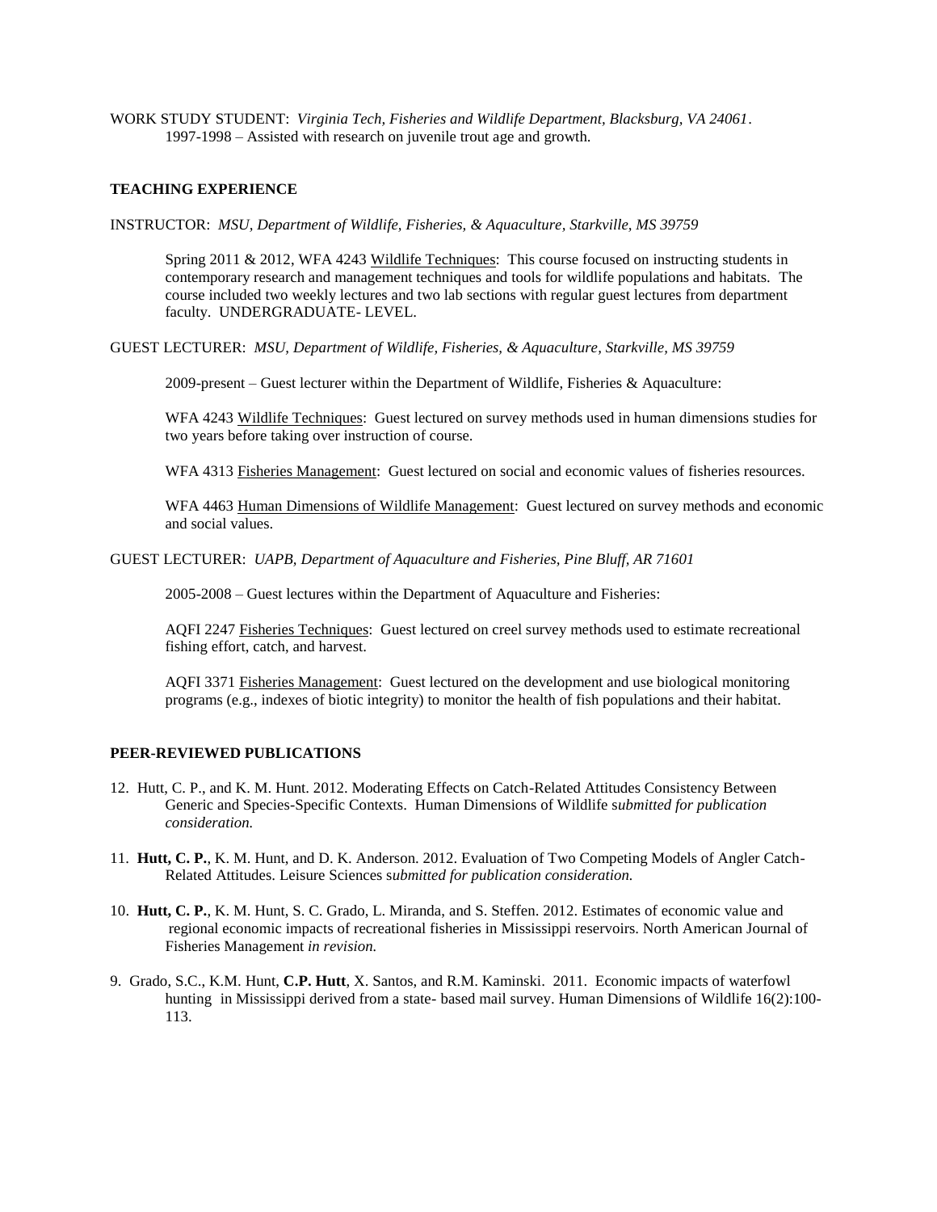WORK STUDY STUDENT: *Virginia Tech, Fisheries and Wildlife Department, Blacksburg, VA 24061*.
1997-1998 – Assisted with research on juvenile trout age and growth.

## TEACHING EXPERIENCE

INSTRUCTOR: *MSU, Department of Wildlife, Fisheries, & Aquaculture, Starkville, MS 39759*

Spring 2011 & 2012, WFA 4243 Wildlife Techniques: This course focused on instructing students in contemporary research and management techniques and tools for wildlife populations and habitats. The course included two weekly lectures and two lab sections with regular guest lectures from department faculty. UNDERGRADUATE- LEVEL.

GUEST LECTURER: *MSU, Department of Wildlife, Fisheries, & Aquaculture, Starkville, MS 39759*

2009-present – Guest lecturer within the Department of Wildlife, Fisheries & Aquaculture:

WFA 4243 Wildlife Techniques: Guest lectured on survey methods used in human dimensions studies for two years before taking over instruction of course.

WFA 4313 Fisheries Management: Guest lectured on social and economic values of fisheries resources.

WFA 4463 Human Dimensions of Wildlife Management: Guest lectured on survey methods and economic and social values.

GUEST LECTURER: *UAPB, Department of Aquaculture and Fisheries, Pine Bluff, AR 71601*

2005-2008 – Guest lectures within the Department of Aquaculture and Fisheries:

AQFI 2247 Fisheries Techniques: Guest lectured on creel survey methods used to estimate recreational fishing effort, catch, and harvest.

AQFI 3371 Fisheries Management: Guest lectured on the development and use biological monitoring programs (e.g., indexes of biotic integrity) to monitor the health of fish populations and their habitat.

## PEER-REVIEWED PUBLICATIONS

12. Hutt, C. P., and K. M. Hunt. 2012. Moderating Effects on Catch-Related Attitudes Consistency Between Generic and Species-Specific Contexts. Human Dimensions of Wildlife s*ubmitted for publication consideration.*

11. **Hutt, C. P.**, K. M. Hunt, and D. K. Anderson. 2012. Evaluation of Two Competing Models of Angler Catch-Related Attitudes. Leisure Sciences s*ubmitted for publication consideration.*

10. **Hutt, C. P.**, K. M. Hunt, S. C. Grado, L. Miranda, and S. Steffen. 2012. Estimates of economic value and regional economic impacts of recreational fisheries in Mississippi reservoirs. North American Journal of Fisheries Management *in revision.*

9. Grado, S.C., K.M. Hunt, **C.P. Hutt**, X. Santos, and R.M. Kaminski. 2011. Economic impacts of waterfowl hunting in Mississippi derived from a state- based mail survey. Human Dimensions of Wildlife 16(2):100-113.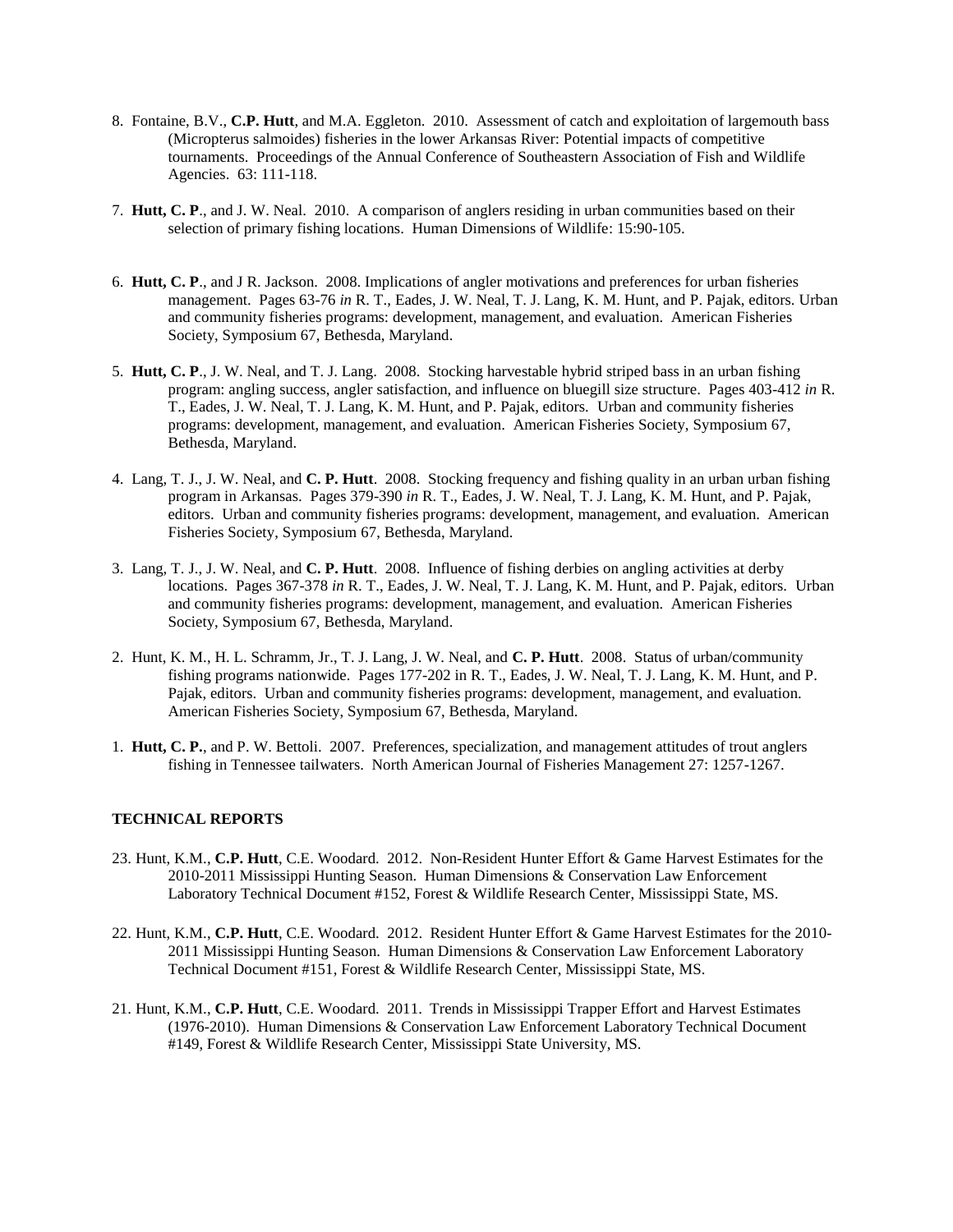8. Fontaine, B.V., **C.P. Hutt**, and M.A. Eggleton. 2010. Assessment of catch and exploitation of largemouth bass (Micropterus salmoides) fisheries in the lower Arkansas River: Potential impacts of competitive tournaments. Proceedings of the Annual Conference of Southeastern Association of Fish and Wildlife Agencies. 63: 111-118.

7. **Hutt, C. P**., and J. W. Neal. 2010. A comparison of anglers residing in urban communities based on their selection of primary fishing locations. Human Dimensions of Wildlife: 15:90-105.

6. **Hutt, C. P**., and J R. Jackson. 2008. Implications of angler motivations and preferences for urban fisheries management. Pages 63-76 *in* R. T., Eades, J. W. Neal, T. J. Lang, K. M. Hunt, and P. Pajak, editors. Urban and community fisheries programs: development, management, and evaluation. American Fisheries Society, Symposium 67, Bethesda, Maryland.

5. **Hutt, C. P**., J. W. Neal, and T. J. Lang. 2008. Stocking harvestable hybrid striped bass in an urban fishing program: angling success, angler satisfaction, and influence on bluegill size structure. Pages 403-412 *in* R. T., Eades, J. W. Neal, T. J. Lang, K. M. Hunt, and P. Pajak, editors. Urban and community fisheries programs: development, management, and evaluation. American Fisheries Society, Symposium 67, Bethesda, Maryland.

4. Lang, T. J., J. W. Neal, and **C. P. Hutt**. 2008. Stocking frequency and fishing quality in an urban urban fishing program in Arkansas. Pages 379-390 *in* R. T., Eades, J. W. Neal, T. J. Lang, K. M. Hunt, and P. Pajak, editors. Urban and community fisheries programs: development, management, and evaluation. American Fisheries Society, Symposium 67, Bethesda, Maryland.

3. Lang, T. J., J. W. Neal, and **C. P. Hutt**. 2008. Influence of fishing derbies on angling activities at derby locations. Pages 367-378 *in* R. T., Eades, J. W. Neal, T. J. Lang, K. M. Hunt, and P. Pajak, editors. Urban and community fisheries programs: development, management, and evaluation. American Fisheries Society, Symposium 67, Bethesda, Maryland.

2. Hunt, K. M., H. L. Schramm, Jr., T. J. Lang, J. W. Neal, and **C. P. Hutt**. 2008. Status of urban/community fishing programs nationwide. Pages 177-202 in R. T., Eades, J. W. Neal, T. J. Lang, K. M. Hunt, and P. Pajak, editors. Urban and community fisheries programs: development, management, and evaluation. American Fisheries Society, Symposium 67, Bethesda, Maryland.

1. **Hutt, C. P.**, and P. W. Bettoli. 2007. Preferences, specialization, and management attitudes of trout anglers fishing in Tennessee tailwaters. North American Journal of Fisheries Management 27: 1257-1267.

**TECHNICAL REPORTS**

23. Hunt, K.M., **C.P. Hutt**, C.E. Woodard. 2012. Non-Resident Hunter Effort & Game Harvest Estimates for the 2010-2011 Mississippi Hunting Season. Human Dimensions & Conservation Law Enforcement Laboratory Technical Document #152, Forest & Wildlife Research Center, Mississippi State, MS.

22. Hunt, K.M., **C.P. Hutt**, C.E. Woodard. 2012. Resident Hunter Effort & Game Harvest Estimates for the 2010-2011 Mississippi Hunting Season. Human Dimensions & Conservation Law Enforcement Laboratory Technical Document #151, Forest & Wildlife Research Center, Mississippi State, MS.

21. Hunt, K.M., **C.P. Hutt**, C.E. Woodard. 2011. Trends in Mississippi Trapper Effort and Harvest Estimates (1976-2010). Human Dimensions & Conservation Law Enforcement Laboratory Technical Document #149, Forest & Wildlife Research Center, Mississippi State University, MS.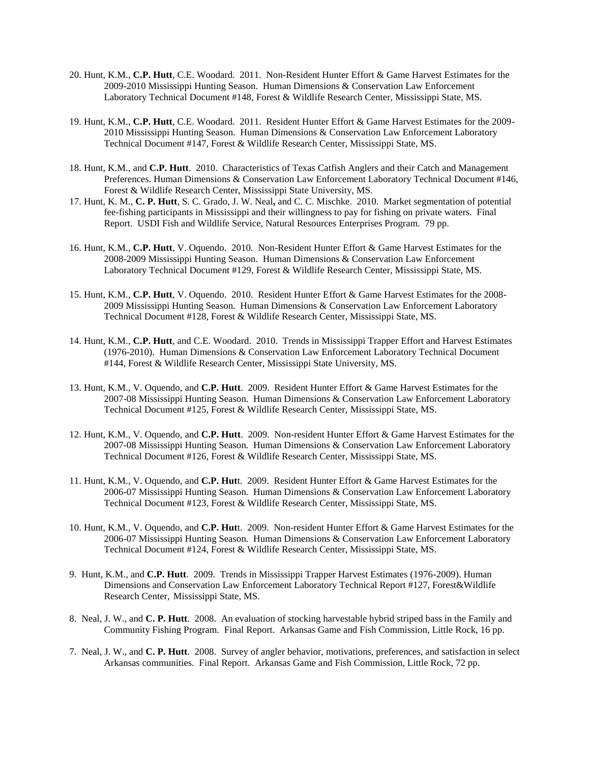20. Hunt, K.M., **C.P. Hutt**, C.E. Woodard. 2011. Non-Resident Hunter Effort & Game Harvest Estimates for the 2009-2010 Mississippi Hunting Season. Human Dimensions & Conservation Law Enforcement Laboratory Technical Document #148, Forest & Wildlife Research Center, Mississippi State, MS.

19. Hunt, K.M., **C.P. Hutt**, C.E. Woodard. 2011. Resident Hunter Effort & Game Harvest Estimates for the 2009-2010 Mississippi Hunting Season. Human Dimensions & Conservation Law Enforcement Laboratory Technical Document #147, Forest & Wildlife Research Center, Mississippi State, MS.

18. Hunt, K.M., and **C.P. Hutt**. 2010. Characteristics of Texas Catfish Anglers and their Catch and Management Preferences. Human Dimensions & Conservation Law Enforcement Laboratory Technical Document #146, Forest & Wildlife Research Center, Mississippi State University, MS.

17. Hunt, K. M., **C. P. Hutt**, S. C. Grado, J. W. Neal, and C. C. Mischke. 2010. Market segmentation of potential fee-fishing participants in Mississippi and their willingness to pay for fishing on private waters. Final Report. USDI Fish and Wildlife Service, Natural Resources Enterprises Program. 79 pp.

16. Hunt, K.M., **C.P. Hutt**, V. Oquendo. 2010. Non-Resident Hunter Effort & Game Harvest Estimates for the 2008-2009 Mississippi Hunting Season. Human Dimensions & Conservation Law Enforcement Laboratory Technical Document #129, Forest & Wildlife Research Center, Mississippi State, MS.

15. Hunt, K.M., **C.P. Hutt**, V. Oquendo. 2010. Resident Hunter Effort & Game Harvest Estimates for the 2008-2009 Mississippi Hunting Season. Human Dimensions & Conservation Law Enforcement Laboratory Technical Document #128, Forest & Wildlife Research Center, Mississippi State, MS.

14. Hunt, K.M., **C.P. Hutt**, and C.E. Woodard. 2010. Trends in Mississippi Trapper Effort and Harvest Estimates (1976-2010). Human Dimensions & Conservation Law Enforcement Laboratory Technical Document #144, Forest & Wildlife Research Center, Mississippi State University, MS.

13. Hunt, K.M., V. Oquendo, and **C.P. Hutt**. 2009. Resident Hunter Effort & Game Harvest Estimates for the 2007-08 Mississippi Hunting Season. Human Dimensions & Conservation Law Enforcement Laboratory Technical Document #125, Forest & Wildlife Research Center, Mississippi State, MS.

12. Hunt, K.M., V. Oquendo, and **C.P. Hutt**. 2009. Non-resident Hunter Effort & Game Harvest Estimates for the 2007-08 Mississippi Hunting Season. Human Dimensions & Conservation Law Enforcement Laboratory Technical Document #126, Forest & Wildlife Research Center, Mississippi State, MS.

11. Hunt, K.M., V. Oquendo, and **C.P. Hut**t. 2009. Resident Hunter Effort & Game Harvest Estimates for the 2006-07 Mississippi Hunting Season. Human Dimensions & Conservation Law Enforcement Laboratory Technical Document #123, Forest & Wildlife Research Center, Mississippi State, MS.

10. Hunt, K.M., V. Oquendo, and **C.P. Hut**t. 2009. Non-resident Hunter Effort & Game Harvest Estimates for the 2006-07 Mississippi Hunting Season. Human Dimensions & Conservation Law Enforcement Laboratory Technical Document #124, Forest & Wildlife Research Center, Mississippi State, MS.

9. Hunt, K.M., and **C.P. Hutt**. 2009. Trends in Mississippi Trapper Harvest Estimates (1976-2009). Human Dimensions and Conservation Law Enforcement Laboratory Technical Report #127, Forest&Wildlife Research Center, Mississippi State, MS.

8. Neal, J. W., and **C. P. Hutt**. 2008. An evaluation of stocking harvestable hybrid striped bass in the Family and Community Fishing Program. Final Report. Arkansas Game and Fish Commission, Little Rock, 16 pp.

7. Neal, J. W., and **C. P. Hutt**. 2008. Survey of angler behavior, motivations, preferences, and satisfaction in select Arkansas communities. Final Report. Arkansas Game and Fish Commission, Little Rock, 72 pp.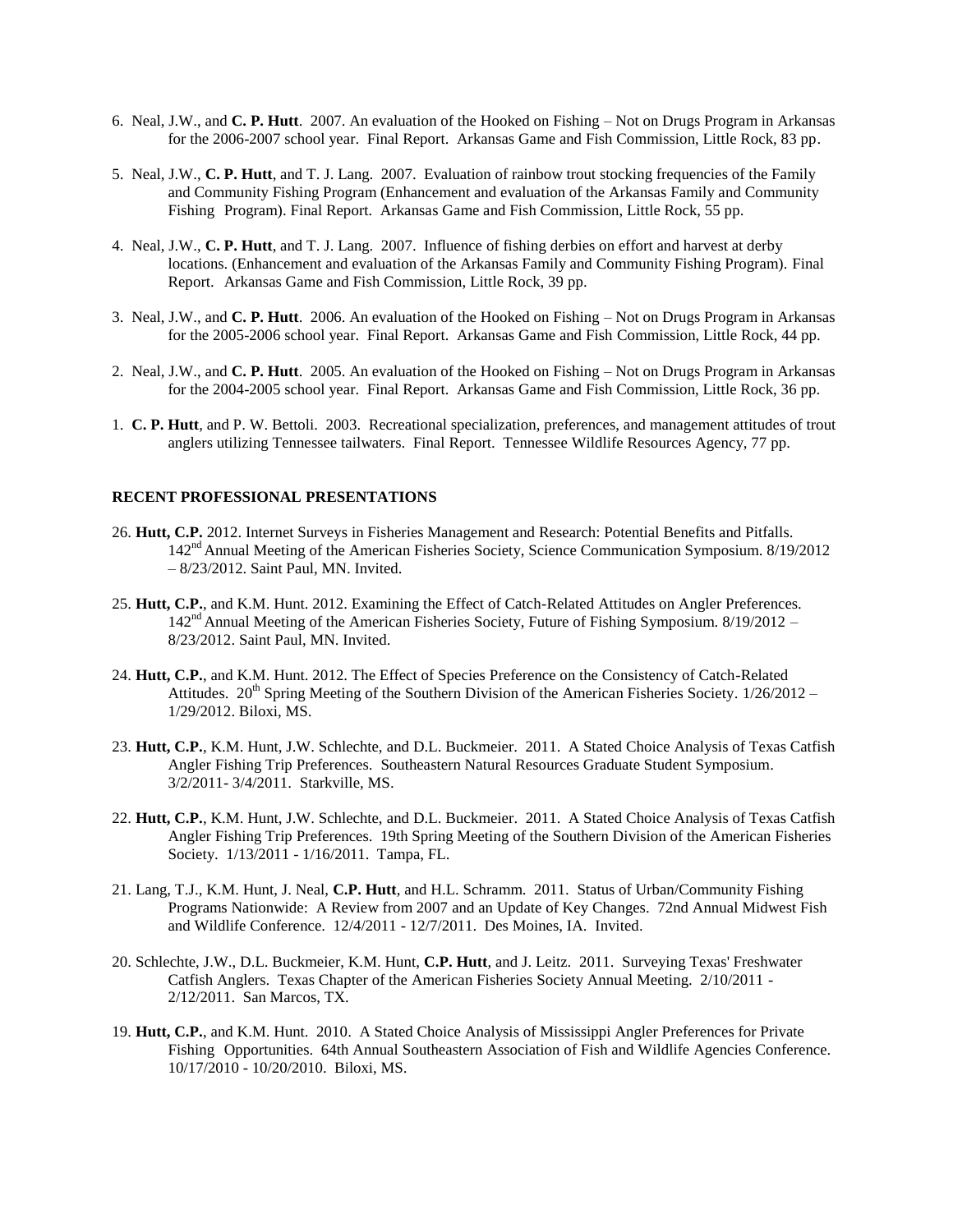6. Neal, J.W., and **C. P. Hutt**. 2007. An evaluation of the Hooked on Fishing – Not on Drugs Program in Arkansas for the 2006-2007 school year. Final Report. Arkansas Game and Fish Commission, Little Rock, 83 pp.

5. Neal, J.W., **C. P. Hutt**, and T. J. Lang. 2007. Evaluation of rainbow trout stocking frequencies of the Family and Community Fishing Program (Enhancement and evaluation of the Arkansas Family and Community Fishing Program). Final Report. Arkansas Game and Fish Commission, Little Rock, 55 pp.

4. Neal, J.W., **C. P. Hutt**, and T. J. Lang. 2007. Influence of fishing derbies on effort and harvest at derby locations. (Enhancement and evaluation of the Arkansas Family and Community Fishing Program). Final Report. Arkansas Game and Fish Commission, Little Rock, 39 pp.

3. Neal, J.W., and **C. P. Hutt**. 2006. An evaluation of the Hooked on Fishing – Not on Drugs Program in Arkansas for the 2005-2006 school year. Final Report. Arkansas Game and Fish Commission, Little Rock, 44 pp.

2. Neal, J.W., and **C. P. Hutt**. 2005. An evaluation of the Hooked on Fishing – Not on Drugs Program in Arkansas for the 2004-2005 school year. Final Report. Arkansas Game and Fish Commission, Little Rock, 36 pp.

1. **C. P. Hutt**, and P. W. Bettoli. 2003. Recreational specialization, preferences, and management attitudes of trout anglers utilizing Tennessee tailwaters. Final Report. Tennessee Wildlife Resources Agency, 77 pp.

**RECENT PROFESSIONAL PRESENTATIONS**

26. **Hutt, C.P.** 2012. Internet Surveys in Fisheries Management and Research: Potential Benefits and Pitfalls. 142nd Annual Meeting of the American Fisheries Society, Science Communication Symposium. 8/19/2012 – 8/23/2012. Saint Paul, MN. Invited.

25. **Hutt, C.P.**, and K.M. Hunt. 2012. Examining the Effect of Catch-Related Attitudes on Angler Preferences. 142nd Annual Meeting of the American Fisheries Society, Future of Fishing Symposium. 8/19/2012 – 8/23/2012. Saint Paul, MN. Invited.

24. **Hutt, C.P.**, and K.M. Hunt. 2012. The Effect of Species Preference on the Consistency of Catch-Related Attitudes. 20th Spring Meeting of the Southern Division of the American Fisheries Society. 1/26/2012 – 1/29/2012. Biloxi, MS.

23. **Hutt, C.P.**, K.M. Hunt, J.W. Schlechte, and D.L. Buckmeier. 2011. A Stated Choice Analysis of Texas Catfish Angler Fishing Trip Preferences. Southeastern Natural Resources Graduate Student Symposium. 3/2/2011- 3/4/2011. Starkville, MS.

22. **Hutt, C.P.**, K.M. Hunt, J.W. Schlechte, and D.L. Buckmeier. 2011. A Stated Choice Analysis of Texas Catfish Angler Fishing Trip Preferences. 19th Spring Meeting of the Southern Division of the American Fisheries Society. 1/13/2011 - 1/16/2011. Tampa, FL.

21. Lang, T.J., K.M. Hunt, J. Neal, **C.P. Hutt**, and H.L. Schramm. 2011. Status of Urban/Community Fishing Programs Nationwide: A Review from 2007 and an Update of Key Changes. 72nd Annual Midwest Fish and Wildlife Conference. 12/4/2011 - 12/7/2011. Des Moines, IA. Invited.

20. Schlechte, J.W., D.L. Buckmeier, K.M. Hunt, **C.P. Hutt**, and J. Leitz. 2011. Surveying Texas' Freshwater Catfish Anglers. Texas Chapter of the American Fisheries Society Annual Meeting. 2/10/2011 - 2/12/2011. San Marcos, TX.

19. **Hutt, C.P.**, and K.M. Hunt. 2010. A Stated Choice Analysis of Mississippi Angler Preferences for Private Fishing Opportunities. 64th Annual Southeastern Association of Fish and Wildlife Agencies Conference. 10/17/2010 - 10/20/2010. Biloxi, MS.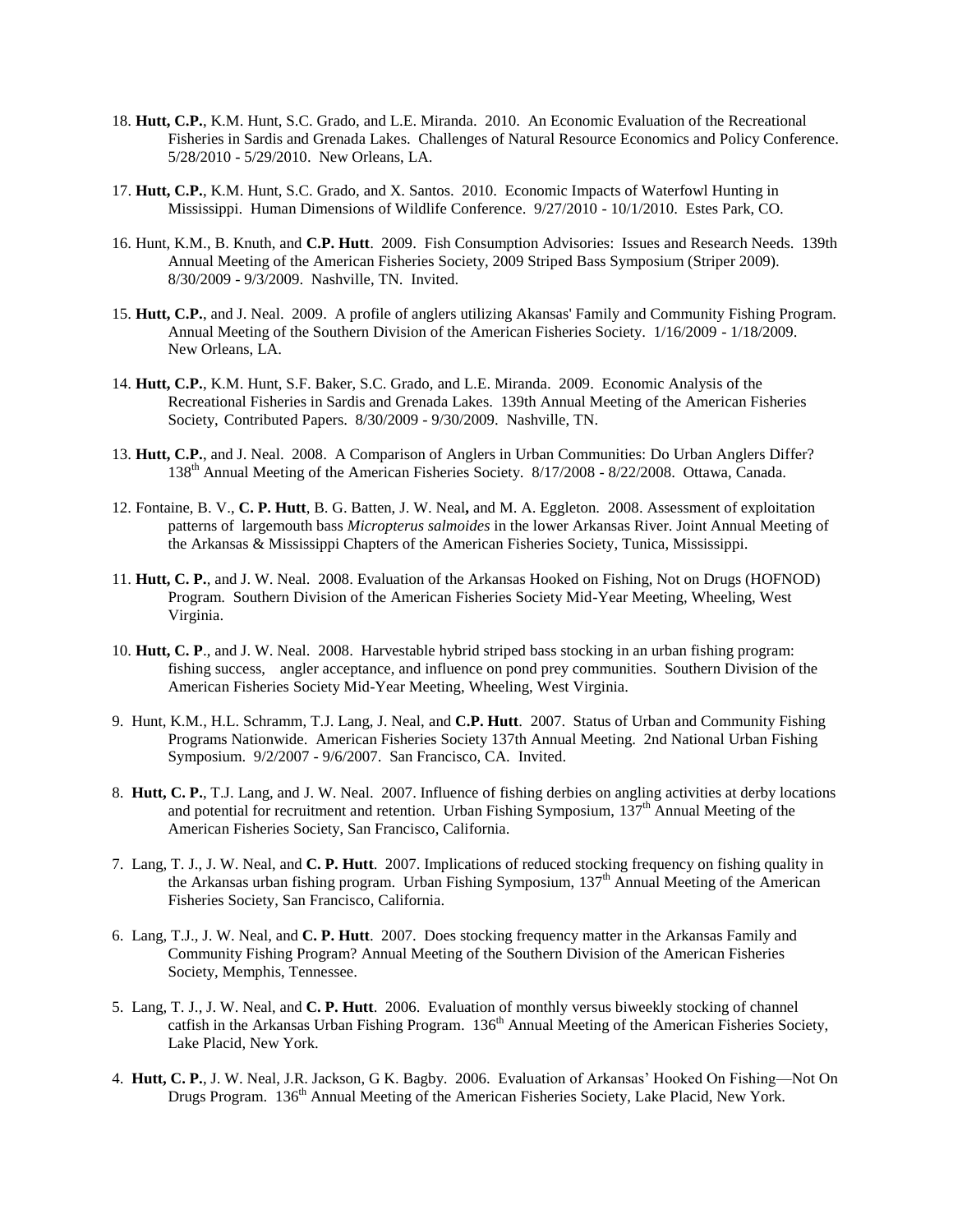18. **Hutt, C.P.**, K.M. Hunt, S.C. Grado, and L.E. Miranda. 2010. An Economic Evaluation of the Recreational Fisheries in Sardis and Grenada Lakes. Challenges of Natural Resource Economics and Policy Conference. 5/28/2010 - 5/29/2010. New Orleans, LA.

17. **Hutt, C.P.**, K.M. Hunt, S.C. Grado, and X. Santos. 2010. Economic Impacts of Waterfowl Hunting in Mississippi. Human Dimensions of Wildlife Conference. 9/27/2010 - 10/1/2010. Estes Park, CO.

16. Hunt, K.M., B. Knuth, and **C.P. Hutt**. 2009. Fish Consumption Advisories: Issues and Research Needs. 139th Annual Meeting of the American Fisheries Society, 2009 Striped Bass Symposium (Striper 2009). 8/30/2009 - 9/3/2009. Nashville, TN. Invited.

15. **Hutt, C.P.**, and J. Neal. 2009. A profile of anglers utilizing Akansas' Family and Community Fishing Program. Annual Meeting of the Southern Division of the American Fisheries Society. 1/16/2009 - 1/18/2009. New Orleans, LA.

14. **Hutt, C.P.**, K.M. Hunt, S.F. Baker, S.C. Grado, and L.E. Miranda. 2009. Economic Analysis of the Recreational Fisheries in Sardis and Grenada Lakes. 139th Annual Meeting of the American Fisheries Society, Contributed Papers. 8/30/2009 - 9/30/2009. Nashville, TN.

13. **Hutt, C.P.**, and J. Neal. 2008. A Comparison of Anglers in Urban Communities: Do Urban Anglers Differ? 138th Annual Meeting of the American Fisheries Society. 8/17/2008 - 8/22/2008. Ottawa, Canada.

12. Fontaine, B. V., **C. P. Hutt**, B. G. Batten, J. W. Neal**,** and M. A. Eggleton. 2008. Assessment of exploitation patterns of largemouth bass *Micropterus salmoides* in the lower Arkansas River. Joint Annual Meeting of the Arkansas & Mississippi Chapters of the American Fisheries Society, Tunica, Mississippi.

11. **Hutt, C. P.**, and J. W. Neal. 2008. Evaluation of the Arkansas Hooked on Fishing, Not on Drugs (HOFNOD) Program. Southern Division of the American Fisheries Society Mid-Year Meeting, Wheeling, West Virginia.

10. **Hutt, C. P**., and J. W. Neal. 2008. Harvestable hybrid striped bass stocking in an urban fishing program: fishing success, angler acceptance, and influence on pond prey communities. Southern Division of the American Fisheries Society Mid-Year Meeting, Wheeling, West Virginia.

9. Hunt, K.M., H.L. Schramm, T.J. Lang, J. Neal, and **C.P. Hutt**. 2007. Status of Urban and Community Fishing Programs Nationwide. American Fisheries Society 137th Annual Meeting. 2nd National Urban Fishing Symposium. 9/2/2007 - 9/6/2007. San Francisco, CA. Invited.

8. **Hutt, C. P.**, T.J. Lang, and J. W. Neal. 2007. Influence of fishing derbies on angling activities at derby locations and potential for recruitment and retention. Urban Fishing Symposium, 137th Annual Meeting of the American Fisheries Society, San Francisco, California.

7. Lang, T. J., J. W. Neal, and **C. P. Hutt**. 2007. Implications of reduced stocking frequency on fishing quality in the Arkansas urban fishing program. Urban Fishing Symposium, 137th Annual Meeting of the American Fisheries Society, San Francisco, California.

6. Lang, T.J., J. W. Neal, and **C. P. Hutt**. 2007. Does stocking frequency matter in the Arkansas Family and Community Fishing Program? Annual Meeting of the Southern Division of the American Fisheries Society, Memphis, Tennessee.

5. Lang, T. J., J. W. Neal, and **C. P. Hutt**. 2006. Evaluation of monthly versus biweekly stocking of channel catfish in the Arkansas Urban Fishing Program. 136th Annual Meeting of the American Fisheries Society, Lake Placid, New York.

4. **Hutt, C. P.**, J. W. Neal, J.R. Jackson, G K. Bagby. 2006. Evaluation of Arkansas' Hooked On Fishing—Not On Drugs Program. 136th Annual Meeting of the American Fisheries Society, Lake Placid, New York.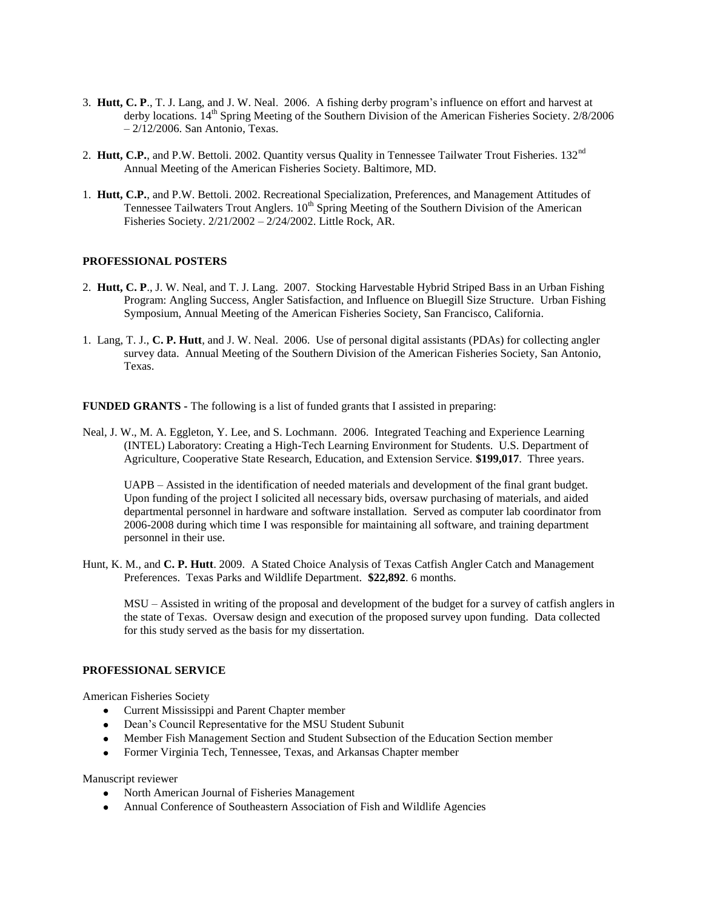3. **Hutt, C. P**., T. J. Lang, and J. W. Neal. 2006. A fishing derby program's influence on effort and harvest at derby locations. 14th Spring Meeting of the Southern Division of the American Fisheries Society. 2/8/2006 – 2/12/2006. San Antonio, Texas.

2. **Hutt, C.P.**, and P.W. Bettoli. 2002. Quantity versus Quality in Tennessee Tailwater Trout Fisheries. 132nd Annual Meeting of the American Fisheries Society. Baltimore, MD.

1. **Hutt, C.P.**, and P.W. Bettoli. 2002. Recreational Specialization, Preferences, and Management Attitudes of Tennessee Tailwaters Trout Anglers. 10th Spring Meeting of the Southern Division of the American Fisheries Society. 2/21/2002 – 2/24/2002. Little Rock, AR.

**PROFESSIONAL POSTERS**

2. **Hutt, C. P**., J. W. Neal, and T. J. Lang. 2007. Stocking Harvestable Hybrid Striped Bass in an Urban Fishing Program: Angling Success, Angler Satisfaction, and Influence on Bluegill Size Structure. Urban Fishing Symposium, Annual Meeting of the American Fisheries Society, San Francisco, California.

1. Lang, T. J., **C. P. Hutt**, and J. W. Neal. 2006. Use of personal digital assistants (PDAs) for collecting angler survey data. Annual Meeting of the Southern Division of the American Fisheries Society, San Antonio, Texas.

**FUNDED GRANTS -** The following is a list of funded grants that I assisted in preparing:

Neal, J. W., M. A. Eggleton, Y. Lee, and S. Lochmann. 2006. Integrated Teaching and Experience Learning (INTEL) Laboratory: Creating a High-Tech Learning Environment for Students. U.S. Department of Agriculture, Cooperative State Research, Education, and Extension Service. **$199,017**. Three years.

UAPB – Assisted in the identification of needed materials and development of the final grant budget. Upon funding of the project I solicited all necessary bids, oversaw purchasing of materials, and aided departmental personnel in hardware and software installation. Served as computer lab coordinator from 2006-2008 during which time I was responsible for maintaining all software, and training department personnel in their use.

Hunt, K. M., and **C. P. Hutt**. 2009. A Stated Choice Analysis of Texas Catfish Angler Catch and Management Preferences. Texas Parks and Wildlife Department. **$22,892**. 6 months.

MSU – Assisted in writing of the proposal and development of the budget for a survey of catfish anglers in the state of Texas. Oversaw design and execution of the proposed survey upon funding. Data collected for this study served as the basis for my dissertation.

**PROFESSIONAL SERVICE**

American Fisheries Society

- Current Mississippi and Parent Chapter member
- Dean's Council Representative for the MSU Student Subunit
- Member Fish Management Section and Student Subsection of the Education Section member
- Former Virginia Tech, Tennessee, Texas, and Arkansas Chapter member

Manuscript reviewer

- North American Journal of Fisheries Management
- Annual Conference of Southeastern Association of Fish and Wildlife Agencies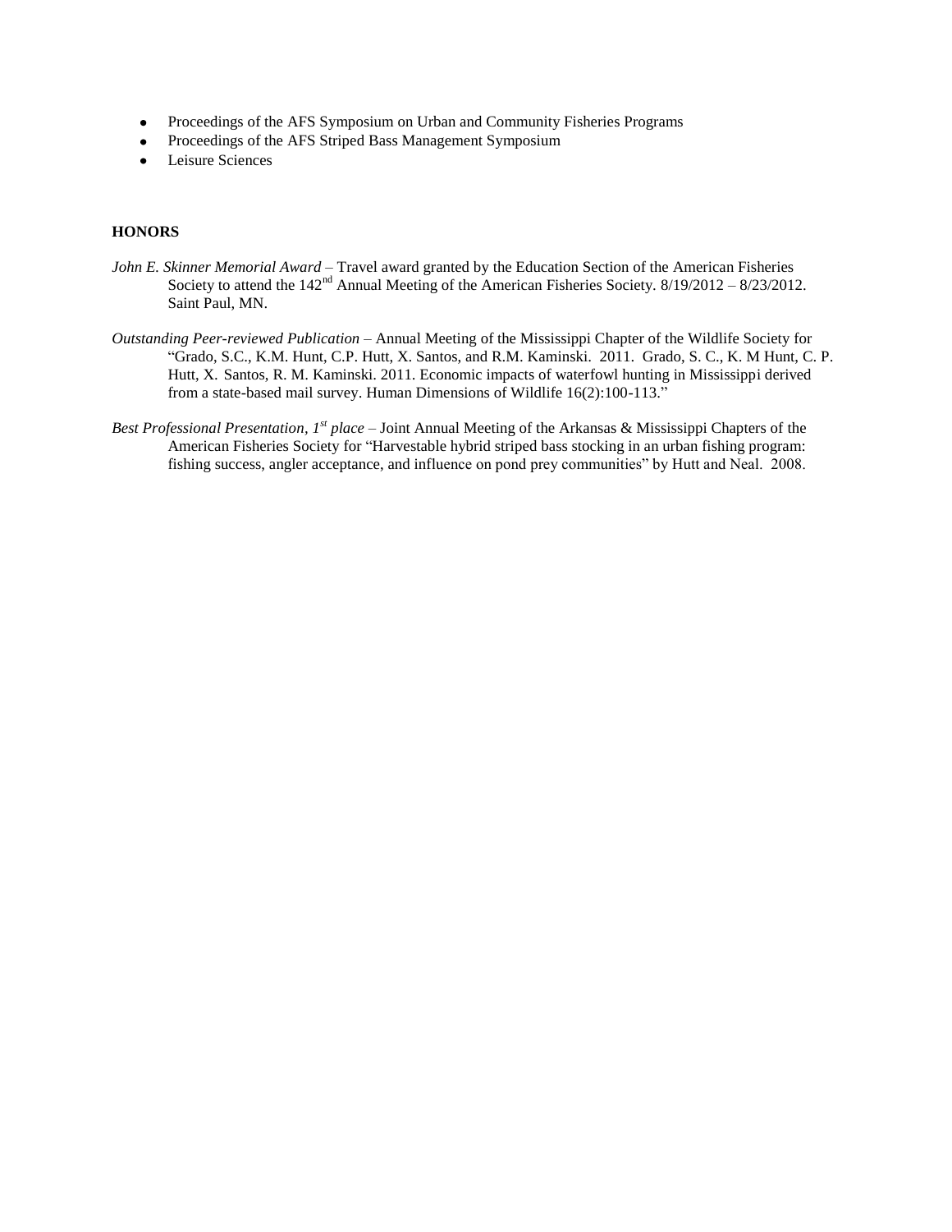- Proceedings of the AFS Symposium on Urban and Community Fisheries Programs
- Proceedings of the AFS Striped Bass Management Symposium
- Leisure Sciences

**HONORS**

*John E. Skinner Memorial Award* – Travel award granted by the Education Section of the American Fisheries Society to attend the 142nd Annual Meeting of the American Fisheries Society. 8/19/2012 – 8/23/2012. Saint Paul, MN.

*Outstanding Peer-reviewed Publication* – Annual Meeting of the Mississippi Chapter of the Wildlife Society for "Grado, S.C., K.M. Hunt, C.P. Hutt, X. Santos, and R.M. Kaminski. 2011. Grado, S. C., K. M Hunt, C. P. Hutt, X. Santos, R. M. Kaminski. 2011. Economic impacts of waterfowl hunting in Mississippi derived from a state-based mail survey. Human Dimensions of Wildlife 16(2):100-113."

*Best Professional Presentation, 1st place* – Joint Annual Meeting of the Arkansas & Mississippi Chapters of the American Fisheries Society for "Harvestable hybrid striped bass stocking in an urban fishing program: fishing success, angler acceptance, and influence on pond prey communities" by Hutt and Neal. 2008.